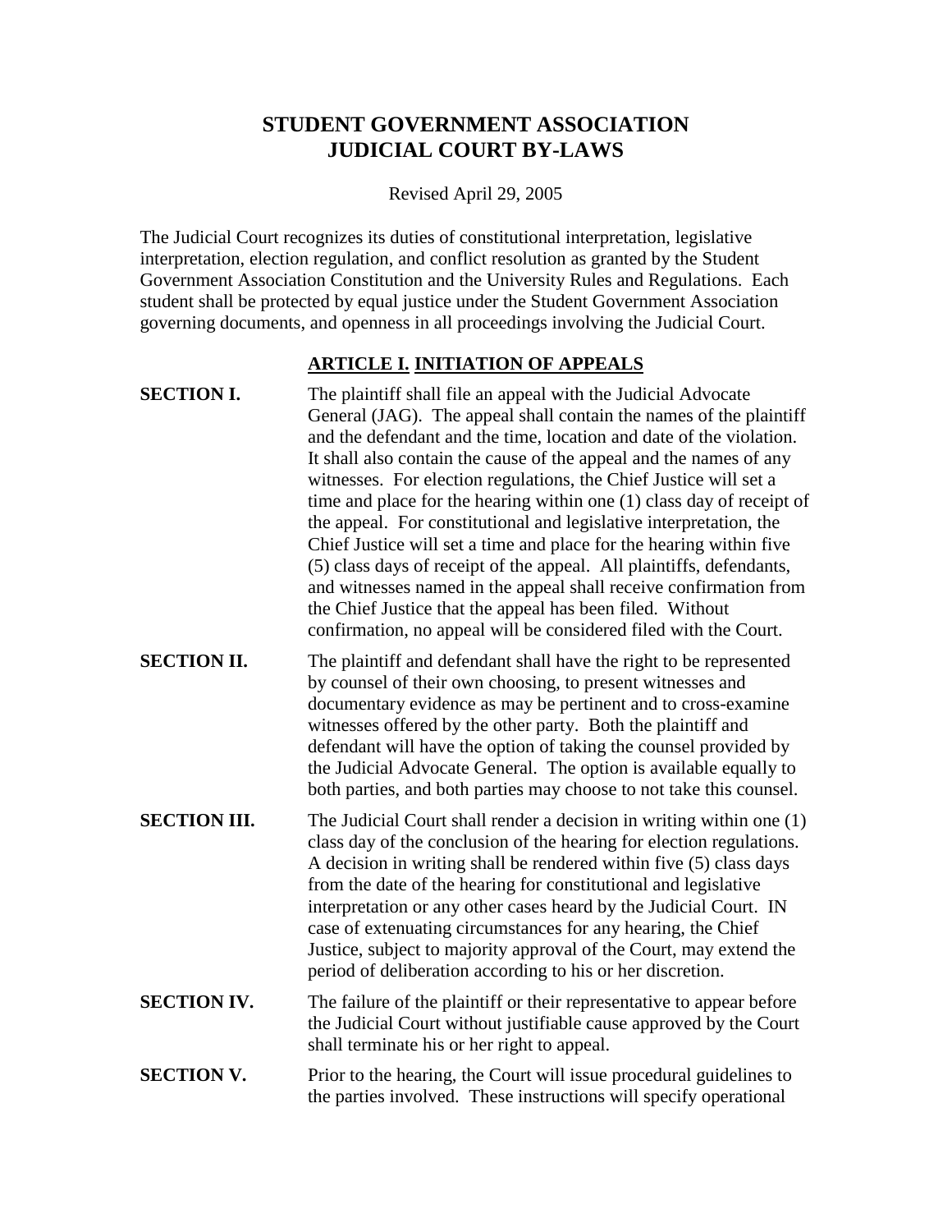# STUDENT GOVERNMENT ASSOCIATION
# JUDICIAL COURT BY-LAWS

Revised April 29, 2005

The Judicial Court recognizes its duties of constitutional interpretation, legislative interpretation, election regulation, and conflict resolution as granted by the Student Government Association Constitution and the University Rules and Regulations. Each student shall be protected by equal justice under the Student Government Association governing documents, and openness in all proceedings involving the Judicial Court.

## ARTICLE I. INITIATION OF APPEALS

**SECTION I.** The plaintiff shall file an appeal with the Judicial Advocate General (JAG). The appeal shall contain the names of the plaintiff and the defendant and the time, location and date of the violation. It shall also contain the cause of the appeal and the names of any witnesses. For election regulations, the Chief Justice will set a time and place for the hearing within one (1) class day of receipt of the appeal. For constitutional and legislative interpretation, the Chief Justice will set a time and place for the hearing within five (5) class days of receipt of the appeal. All plaintiffs, defendants, and witnesses named in the appeal shall receive confirmation from the Chief Justice that the appeal has been filed. Without confirmation, no appeal will be considered filed with the Court.

**SECTION II.** The plaintiff and defendant shall have the right to be represented by counsel of their own choosing, to present witnesses and documentary evidence as may be pertinent and to cross-examine witnesses offered by the other party. Both the plaintiff and defendant will have the option of taking the counsel provided by the Judicial Advocate General. The option is available equally to both parties, and both parties may choose to not take this counsel.

**SECTION III.** The Judicial Court shall render a decision in writing within one (1) class day of the conclusion of the hearing for election regulations. A decision in writing shall be rendered within five (5) class days from the date of the hearing for constitutional and legislative interpretation or any other cases heard by the Judicial Court. IN case of extenuating circumstances for any hearing, the Chief Justice, subject to majority approval of the Court, may extend the period of deliberation according to his or her discretion.

**SECTION IV.** The failure of the plaintiff or their representative to appear before the Judicial Court without justifiable cause approved by the Court shall terminate his or her right to appeal.

**SECTION V.** Prior to the hearing, the Court will issue procedural guidelines to the parties involved. These instructions will specify operational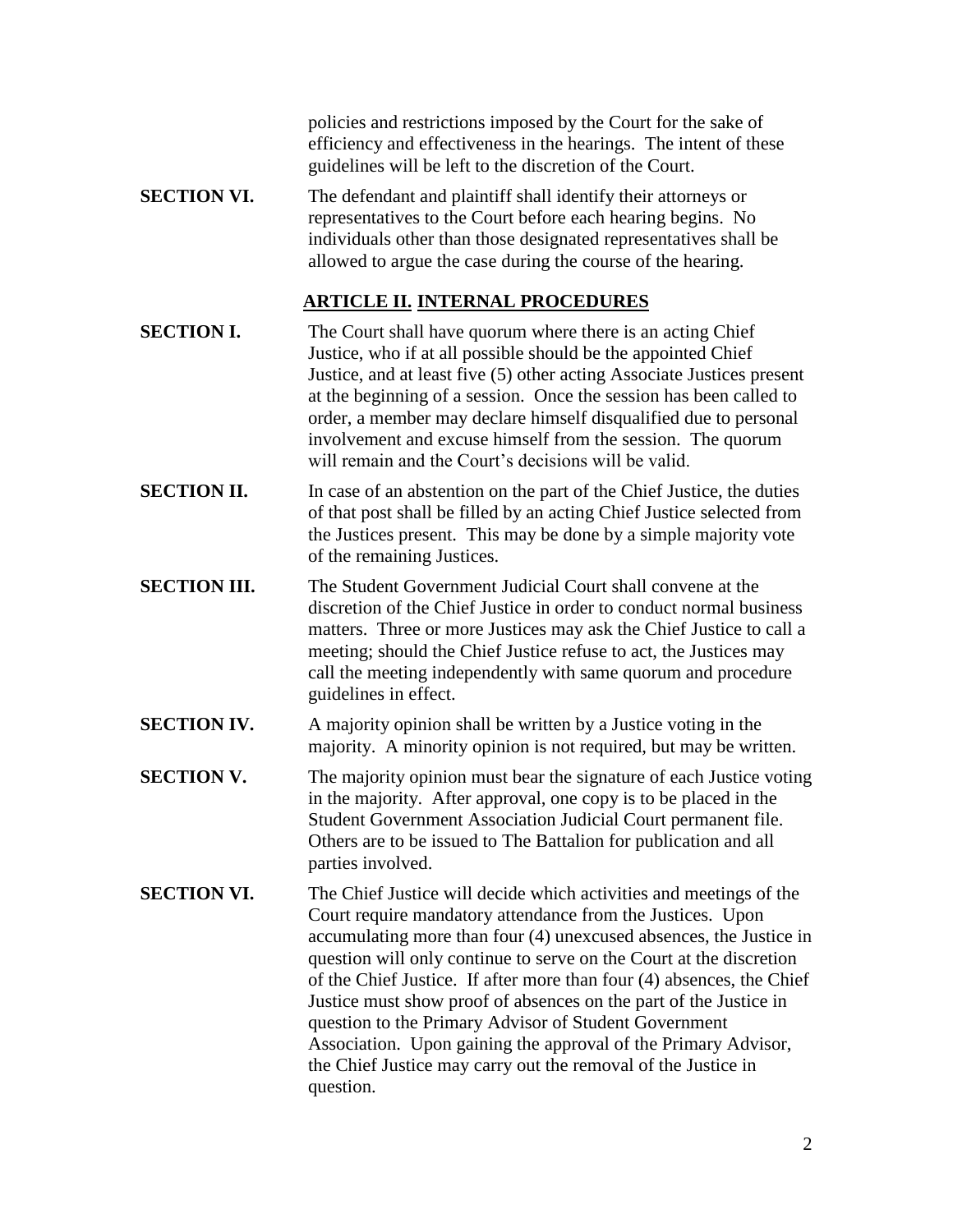policies and restrictions imposed by the Court for the sake of efficiency and effectiveness in the hearings. The intent of these guidelines will be left to the discretion of the Court.

**SECTION VI.** The defendant and plaintiff shall identify their attorneys or representatives to the Court before each hearing begins. No individuals other than those designated representatives shall be allowed to argue the case during the course of the hearing.

## ARTICLE II. INTERNAL PROCEDURES

**SECTION I.** The Court shall have quorum where there is an acting Chief Justice, who if at all possible should be the appointed Chief Justice, and at least five (5) other acting Associate Justices present at the beginning of a session. Once the session has been called to order, a member may declare himself disqualified due to personal involvement and excuse himself from the session. The quorum will remain and the Court's decisions will be valid.

**SECTION II.** In case of an abstention on the part of the Chief Justice, the duties of that post shall be filled by an acting Chief Justice selected from the Justices present. This may be done by a simple majority vote of the remaining Justices.

**SECTION III.** The Student Government Judicial Court shall convene at the discretion of the Chief Justice in order to conduct normal business matters. Three or more Justices may ask the Chief Justice to call a meeting; should the Chief Justice refuse to act, the Justices may call the meeting independently with same quorum and procedure guidelines in effect.

**SECTION IV.** A majority opinion shall be written by a Justice voting in the majority. A minority opinion is not required, but may be written.

**SECTION V.** The majority opinion must bear the signature of each Justice voting in the majority. After approval, one copy is to be placed in the Student Government Association Judicial Court permanent file. Others are to be issued to The Battalion for publication and all parties involved.

**SECTION VI.** The Chief Justice will decide which activities and meetings of the Court require mandatory attendance from the Justices. Upon accumulating more than four (4) unexcused absences, the Justice in question will only continue to serve on the Court at the discretion of the Chief Justice. If after more than four (4) absences, the Chief Justice must show proof of absences on the part of the Justice in question to the Primary Advisor of Student Government Association. Upon gaining the approval of the Primary Advisor, the Chief Justice may carry out the removal of the Justice in question.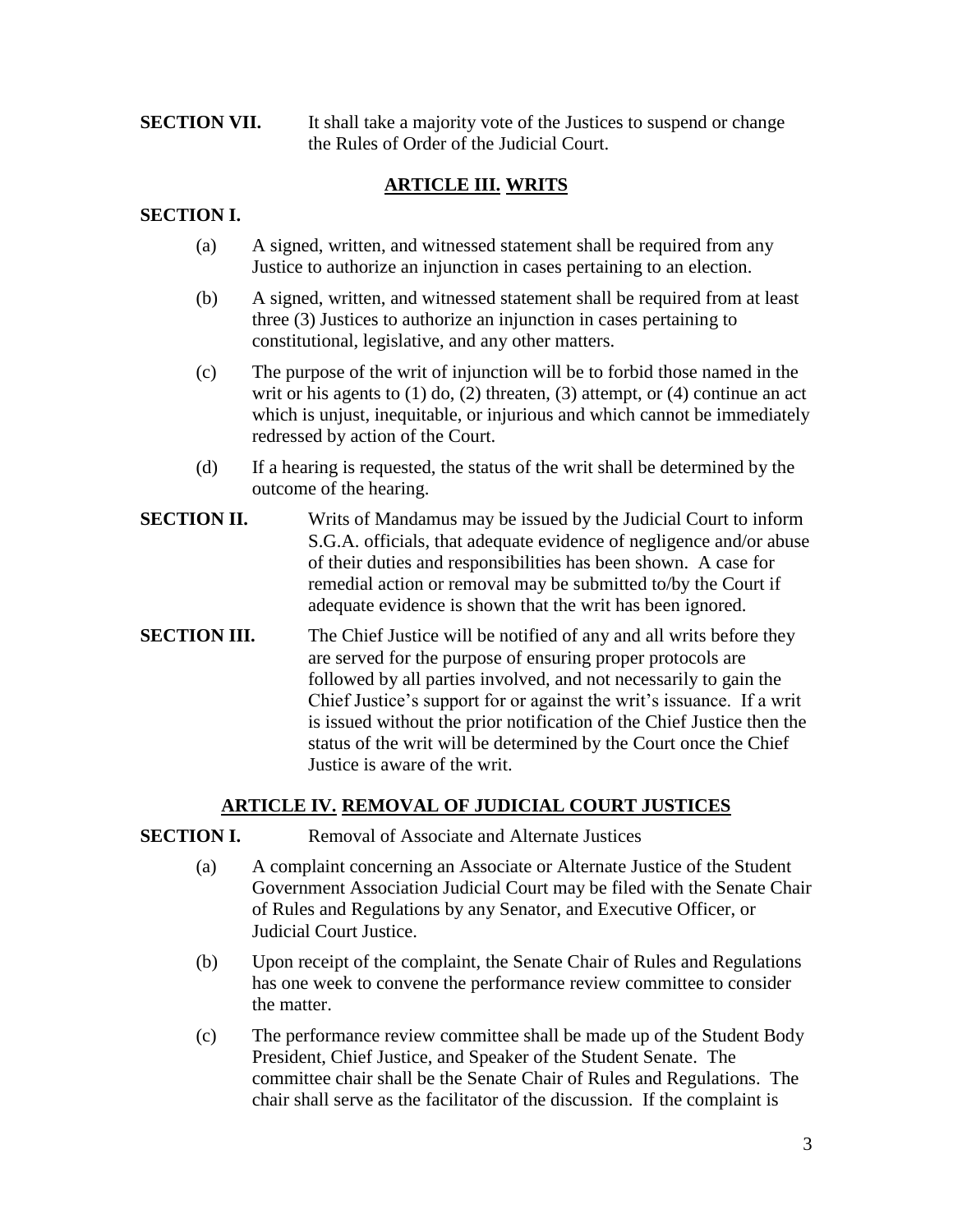**SECTION VII.** It shall take a majority vote of the Justices to suspend or change the Rules of Order of the Judicial Court.

## ARTICLE III. WRITS

**SECTION I.**

(a) A signed, written, and witnessed statement shall be required from any Justice to authorize an injunction in cases pertaining to an election.

(b) A signed, written, and witnessed statement shall be required from at least three (3) Justices to authorize an injunction in cases pertaining to constitutional, legislative, and any other matters.

(c) The purpose of the writ of injunction will be to forbid those named in the writ or his agents to (1) do, (2) threaten, (3) attempt, or (4) continue an act which is unjust, inequitable, or injurious and which cannot be immediately redressed by action of the Court.

(d) If a hearing is requested, the status of the writ shall be determined by the outcome of the hearing.

**SECTION II.** Writs of Mandamus may be issued by the Judicial Court to inform S.G.A. officials, that adequate evidence of negligence and/or abuse of their duties and responsibilities has been shown. A case for remedial action or removal may be submitted to/by the Court if adequate evidence is shown that the writ has been ignored.

**SECTION III.** The Chief Justice will be notified of any and all writs before they are served for the purpose of ensuring proper protocols are followed by all parties involved, and not necessarily to gain the Chief Justice's support for or against the writ's issuance. If a writ is issued without the prior notification of the Chief Justice then the status of the writ will be determined by the Court once the Chief Justice is aware of the writ.

## ARTICLE IV. REMOVAL OF JUDICIAL COURT JUSTICES

**SECTION I.** Removal of Associate and Alternate Justices

(a) A complaint concerning an Associate or Alternate Justice of the Student Government Association Judicial Court may be filed with the Senate Chair of Rules and Regulations by any Senator, and Executive Officer, or Judicial Court Justice.

(b) Upon receipt of the complaint, the Senate Chair of Rules and Regulations has one week to convene the performance review committee to consider the matter.

(c) The performance review committee shall be made up of the Student Body President, Chief Justice, and Speaker of the Student Senate. The committee chair shall be the Senate Chair of Rules and Regulations. The chair shall serve as the facilitator of the discussion. If the complaint is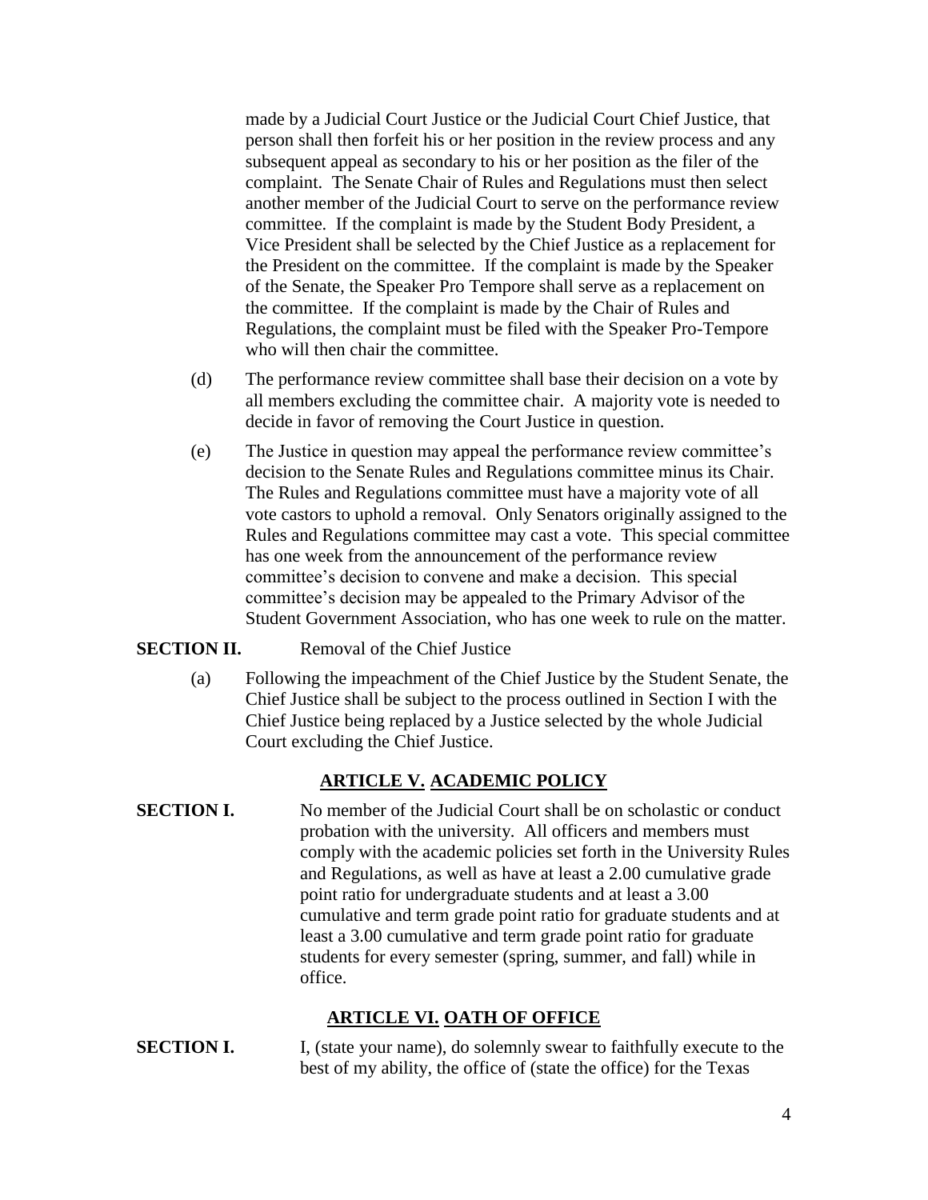made by a Judicial Court Justice or the Judicial Court Chief Justice, that person shall then forfeit his or her position in the review process and any subsequent appeal as secondary to his or her position as the filer of the complaint. The Senate Chair of Rules and Regulations must then select another member of the Judicial Court to serve on the performance review committee. If the complaint is made by the Student Body President, a Vice President shall be selected by the Chief Justice as a replacement for the President on the committee. If the complaint is made by the Speaker of the Senate, the Speaker Pro Tempore shall serve as a replacement on the committee. If the complaint is made by the Chair of Rules and Regulations, the complaint must be filed with the Speaker Pro-Tempore who will then chair the committee.

(d) The performance review committee shall base their decision on a vote by all members excluding the committee chair. A majority vote is needed to decide in favor of removing the Court Justice in question.

(e) The Justice in question may appeal the performance review committee's decision to the Senate Rules and Regulations committee minus its Chair. The Rules and Regulations committee must have a majority vote of all vote castors to uphold a removal. Only Senators originally assigned to the Rules and Regulations committee may cast a vote. This special committee has one week from the announcement of the performance review committee's decision to convene and make a decision. This special committee's decision may be appealed to the Primary Advisor of the Student Government Association, who has one week to rule on the matter.

**SECTION II.** Removal of the Chief Justice

(a) Following the impeachment of the Chief Justice by the Student Senate, the Chief Justice shall be subject to the process outlined in Section I with the Chief Justice being replaced by a Justice selected by the whole Judicial Court excluding the Chief Justice.

## ARTICLE V. ACADEMIC POLICY

**SECTION I.** No member of the Judicial Court shall be on scholastic or conduct probation with the university. All officers and members must comply with the academic policies set forth in the University Rules and Regulations, as well as have at least a 2.00 cumulative grade point ratio for undergraduate students and at least a 3.00 cumulative and term grade point ratio for graduate students and at least a 3.00 cumulative and term grade point ratio for graduate students for every semester (spring, summer, and fall) while in office.

## ARTICLE VI. OATH OF OFFICE

**SECTION I.** I, (state your name), do solemnly swear to faithfully execute to the best of my ability, the office of (state the office) for the Texas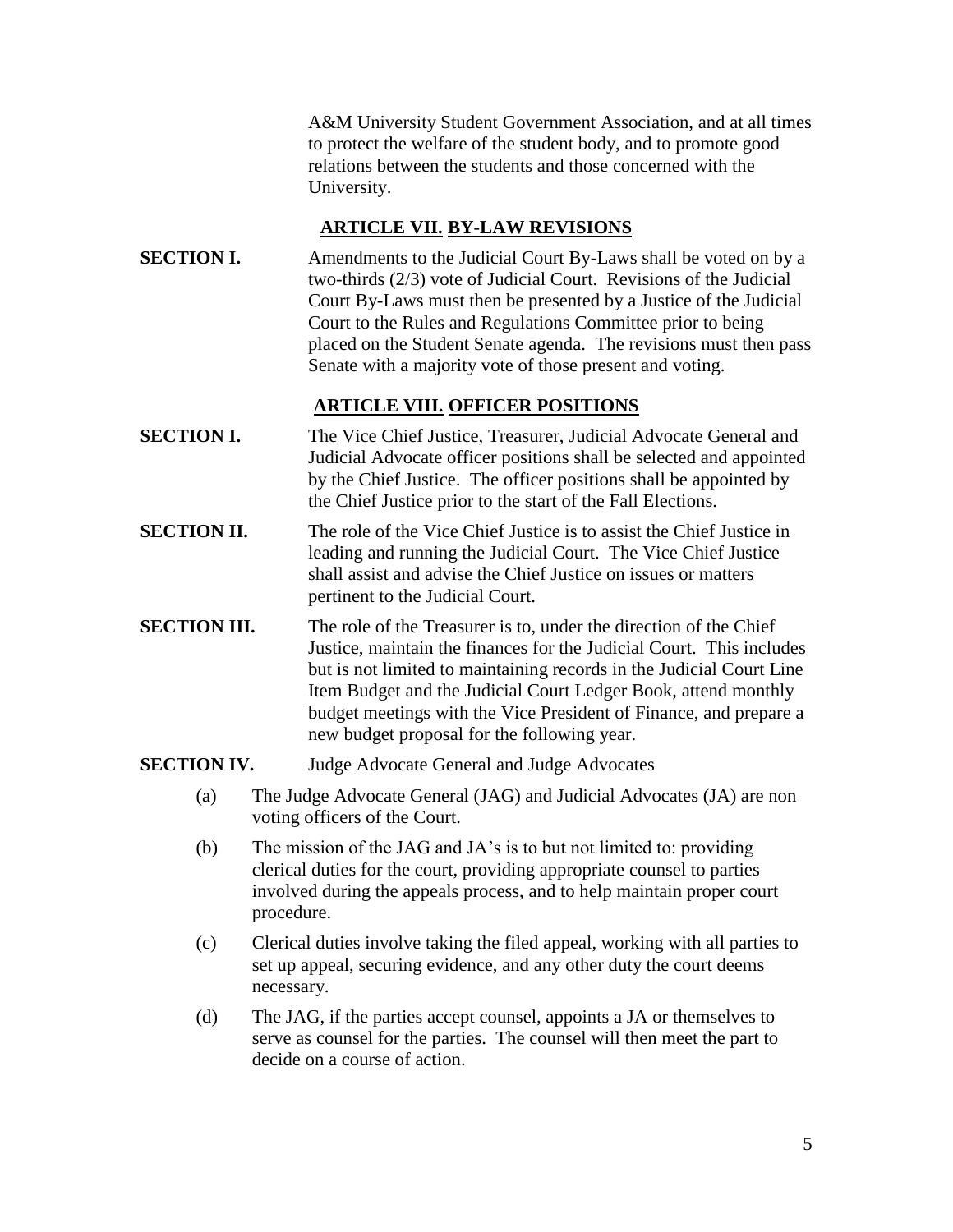A&M University Student Government Association, and at all times to protect the welfare of the student body, and to promote good relations between the students and those concerned with the University.

## ARTICLE VII. BY-LAW REVISIONS

**SECTION I.** Amendments to the Judicial Court By-Laws shall be voted on by a two-thirds (2/3) vote of Judicial Court. Revisions of the Judicial Court By-Laws must then be presented by a Justice of the Judicial Court to the Rules and Regulations Committee prior to being placed on the Student Senate agenda. The revisions must then pass Senate with a majority vote of those present and voting.

## ARTICLE VIII. OFFICER POSITIONS

**SECTION I.** The Vice Chief Justice, Treasurer, Judicial Advocate General and Judicial Advocate officer positions shall be selected and appointed by the Chief Justice. The officer positions shall be appointed by the Chief Justice prior to the start of the Fall Elections.

**SECTION II.** The role of the Vice Chief Justice is to assist the Chief Justice in leading and running the Judicial Court. The Vice Chief Justice shall assist and advise the Chief Justice on issues or matters pertinent to the Judicial Court.

**SECTION III.** The role of the Treasurer is to, under the direction of the Chief Justice, maintain the finances for the Judicial Court. This includes but is not limited to maintaining records in the Judicial Court Line Item Budget and the Judicial Court Ledger Book, attend monthly budget meetings with the Vice President of Finance, and prepare a new budget proposal for the following year.

**SECTION IV.** Judge Advocate General and Judge Advocates

(a) The Judge Advocate General (JAG) and Judicial Advocates (JA) are non voting officers of the Court.

(b) The mission of the JAG and JA's is to but not limited to: providing clerical duties for the court, providing appropriate counsel to parties involved during the appeals process, and to help maintain proper court procedure.

(c) Clerical duties involve taking the filed appeal, working with all parties to set up appeal, securing evidence, and any other duty the court deems necessary.

(d) The JAG, if the parties accept counsel, appoints a JA or themselves to serve as counsel for the parties. The counsel will then meet the part to decide on a course of action.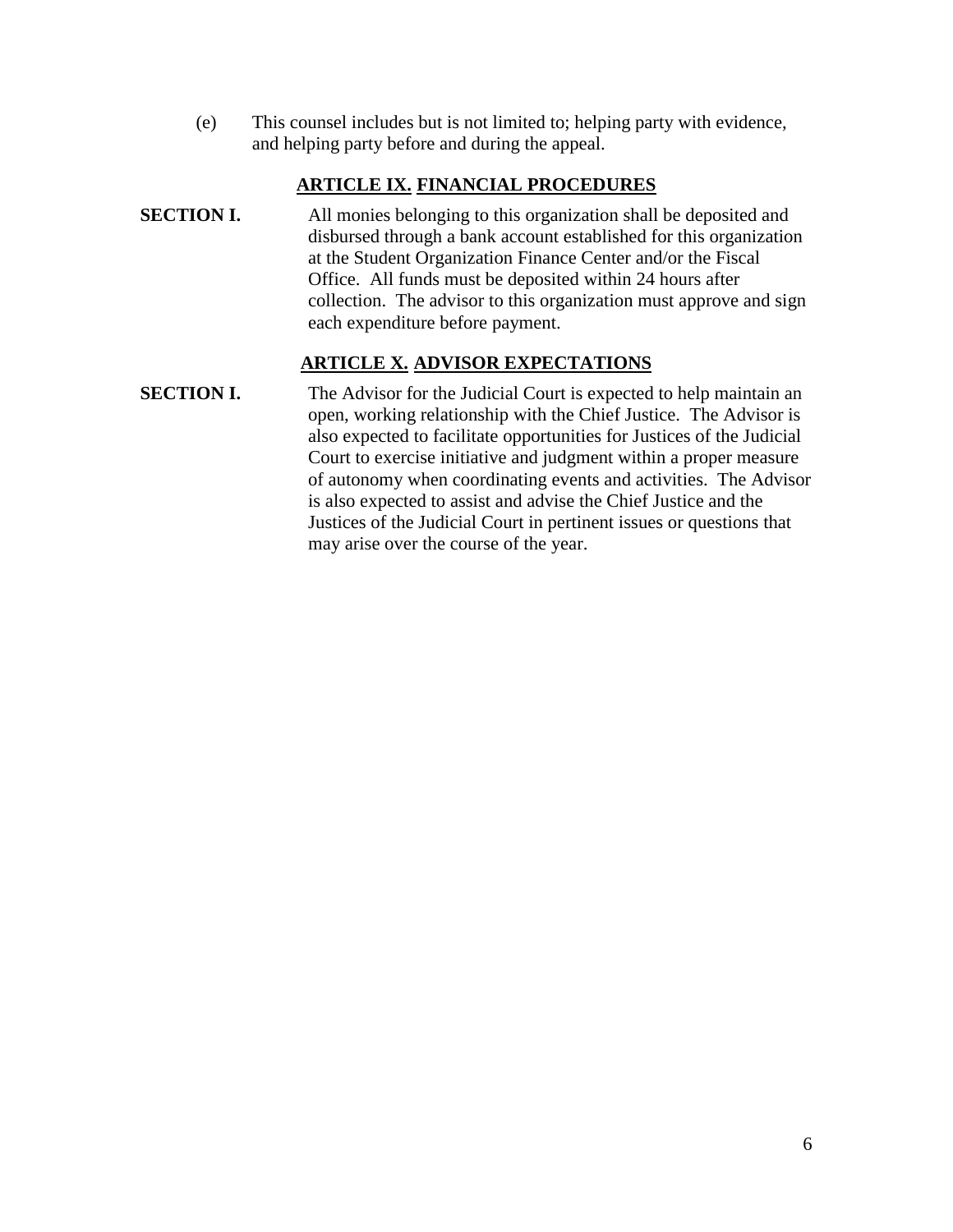(e) This counsel includes but is not limited to; helping party with evidence, and helping party before and during the appeal.

## ARTICLE IX. FINANCIAL PROCEDURES

**SECTION I.** All monies belonging to this organization shall be deposited and disbursed through a bank account established for this organization at the Student Organization Finance Center and/or the Fiscal Office. All funds must be deposited within 24 hours after collection. The advisor to this organization must approve and sign each expenditure before payment.

## ARTICLE X. ADVISOR EXPECTATIONS

**SECTION I.** The Advisor for the Judicial Court is expected to help maintain an open, working relationship with the Chief Justice. The Advisor is also expected to facilitate opportunities for Justices of the Judicial Court to exercise initiative and judgment within a proper measure of autonomy when coordinating events and activities. The Advisor is also expected to assist and advise the Chief Justice and the Justices of the Judicial Court in pertinent issues or questions that may arise over the course of the year.